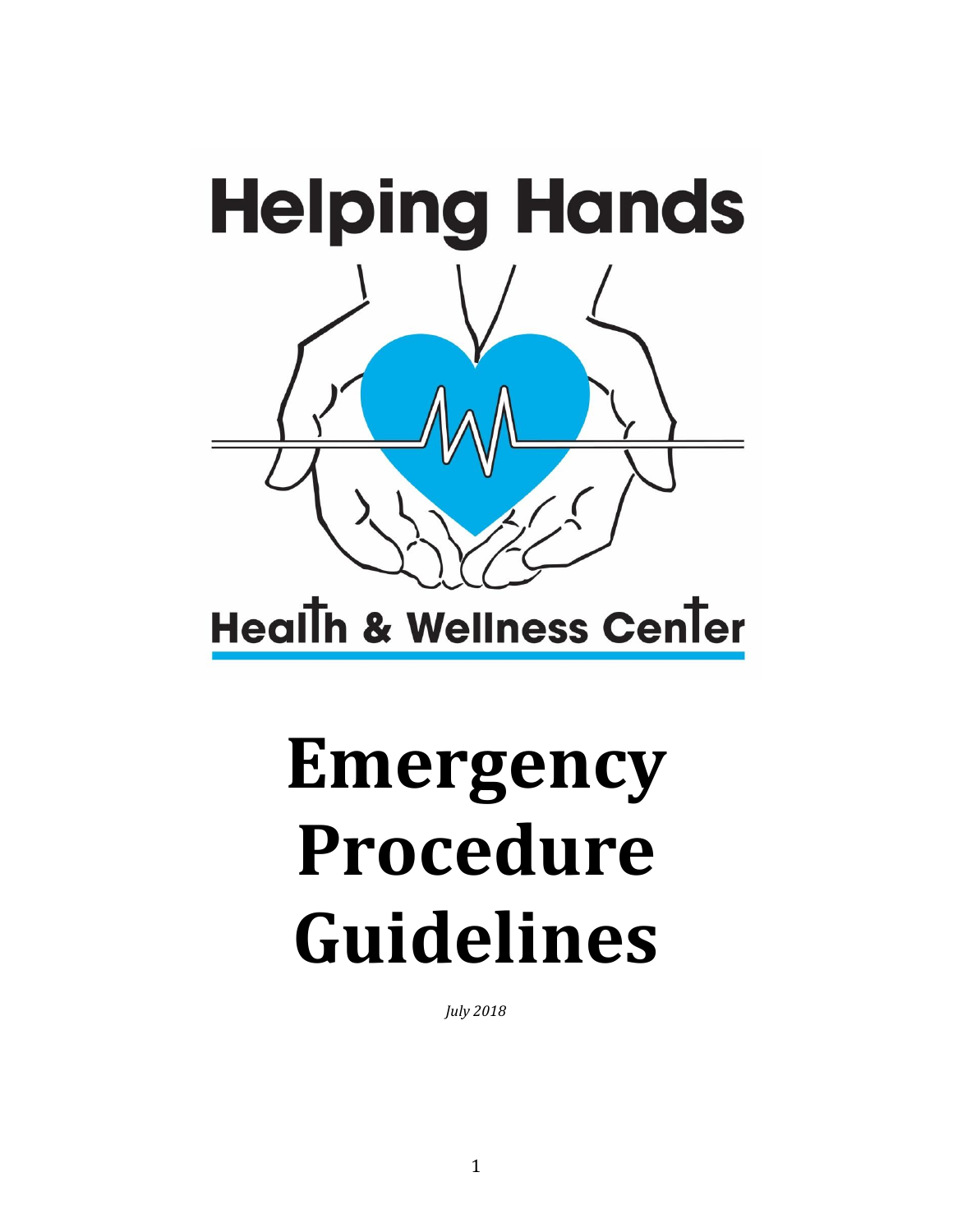Helping Hands

Health & Wellness Center

# Emergency Procedure Guidelines

*July 2018*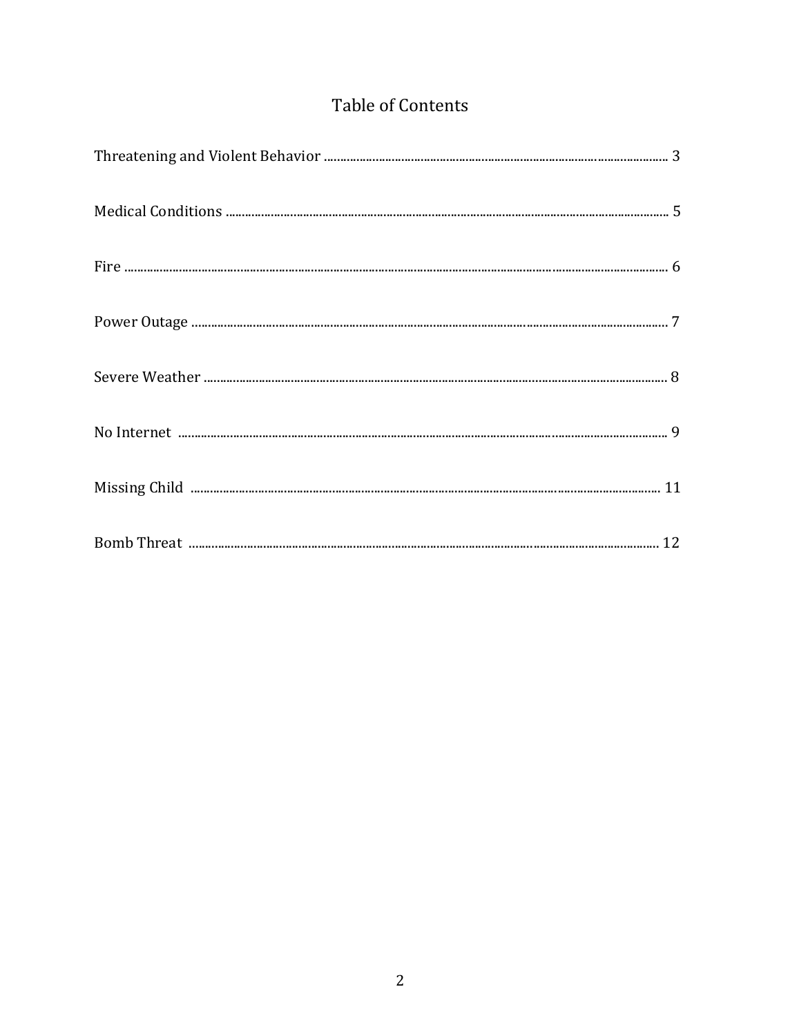# Table of Contents

Threatening and Violent Behavior ........................................................................................................ 3

Medical Conditions ........................................................................................................................ 5

Fire ..................................................................................................................................................... 6

Power Outage ................................................................................................................................... 7

Severe Weather ................................................................................................................................ 8

No Internet ....................................................................................................................................... 9

Missing Child .................................................................................................................................. 11

Bomb Threat ................................................................................................................................... 12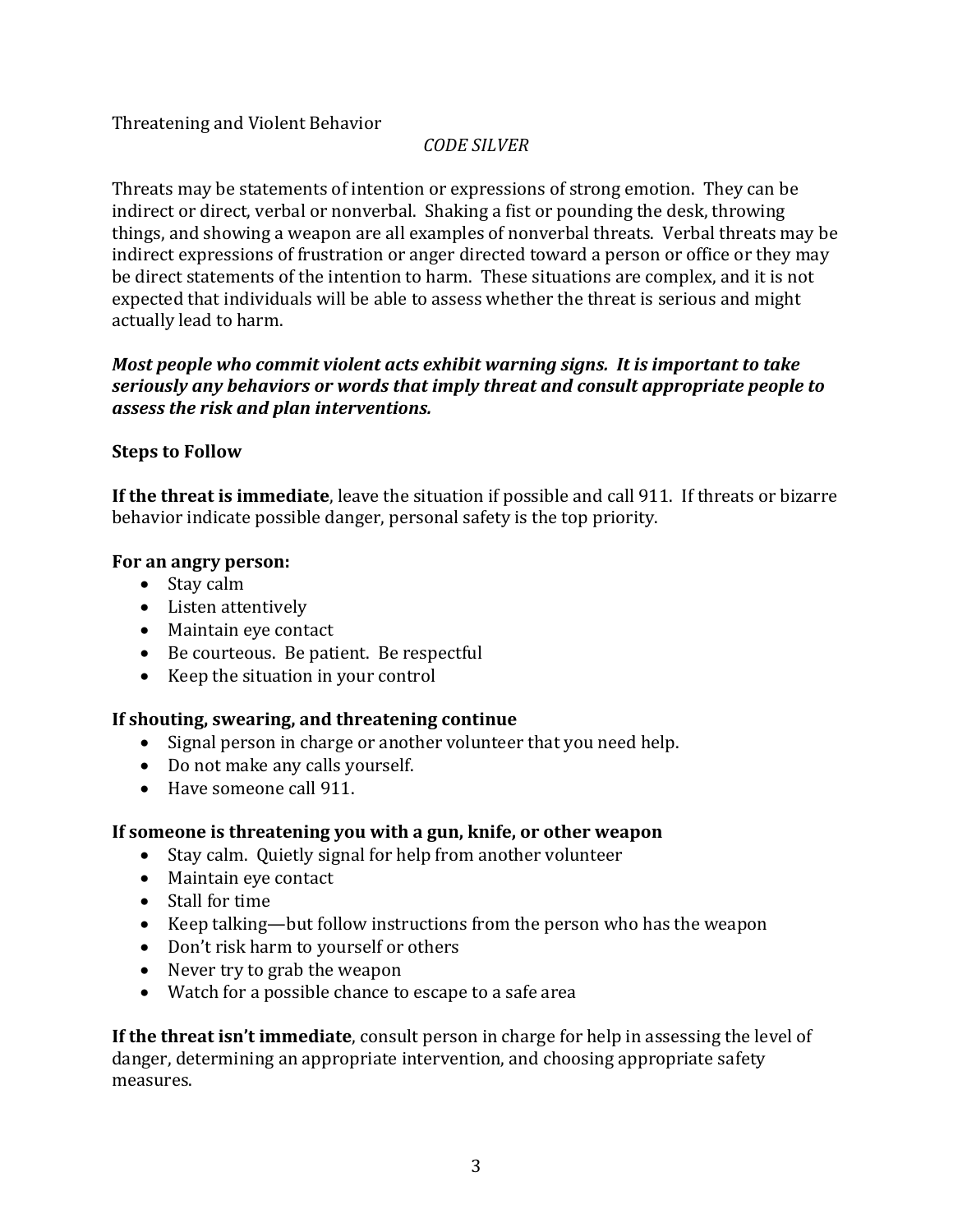Threatening and Violent Behavior

*CODE SILVER*

Threats may be statements of intention or expressions of strong emotion. They can be indirect or direct, verbal or nonverbal. Shaking a fist or pounding the desk, throwing things, and showing a weapon are all examples of nonverbal threats. Verbal threats may be indirect expressions of frustration or anger directed toward a person or office or they may be direct statements of the intention to harm. These situations are complex, and it is not expected that individuals will be able to assess whether the threat is serious and might actually lead to harm.

***Most people who commit violent acts exhibit warning signs. It is important to take seriously any behaviors or words that imply threat and consult appropriate people to assess the risk and plan interventions.***

**Steps to Follow**

**If the threat is immediate**, leave the situation if possible and call 911. If threats or bizarre behavior indicate possible danger, personal safety is the top priority.

**For an angry person:**

- Stay calm
- Listen attentively
- Maintain eye contact
- Be courteous. Be patient. Be respectful
- Keep the situation in your control

**If shouting, swearing, and threatening continue**

- Signal person in charge or another volunteer that you need help.
- Do not make any calls yourself.
- Have someone call 911.

**If someone is threatening you with a gun, knife, or other weapon**

- Stay calm. Quietly signal for help from another volunteer
- Maintain eye contact
- Stall for time
- Keep talking—but follow instructions from the person who has the weapon
- Don't risk harm to yourself or others
- Never try to grab the weapon
- Watch for a possible chance to escape to a safe area

**If the threat isn't immediate**, consult person in charge for help in assessing the level of danger, determining an appropriate intervention, and choosing appropriate safety measures.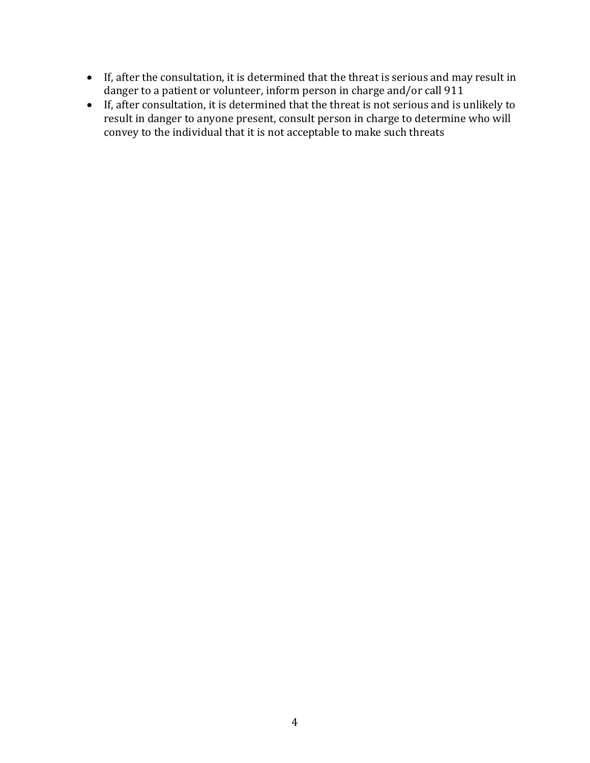- If, after the consultation, it is determined that the threat is serious and may result in danger to a patient or volunteer, inform person in charge and/or call 911
- If, after consultation, it is determined that the threat is not serious and is unlikely to result in danger to anyone present, consult person in charge to determine who will convey to the individual that it is not acceptable to make such threats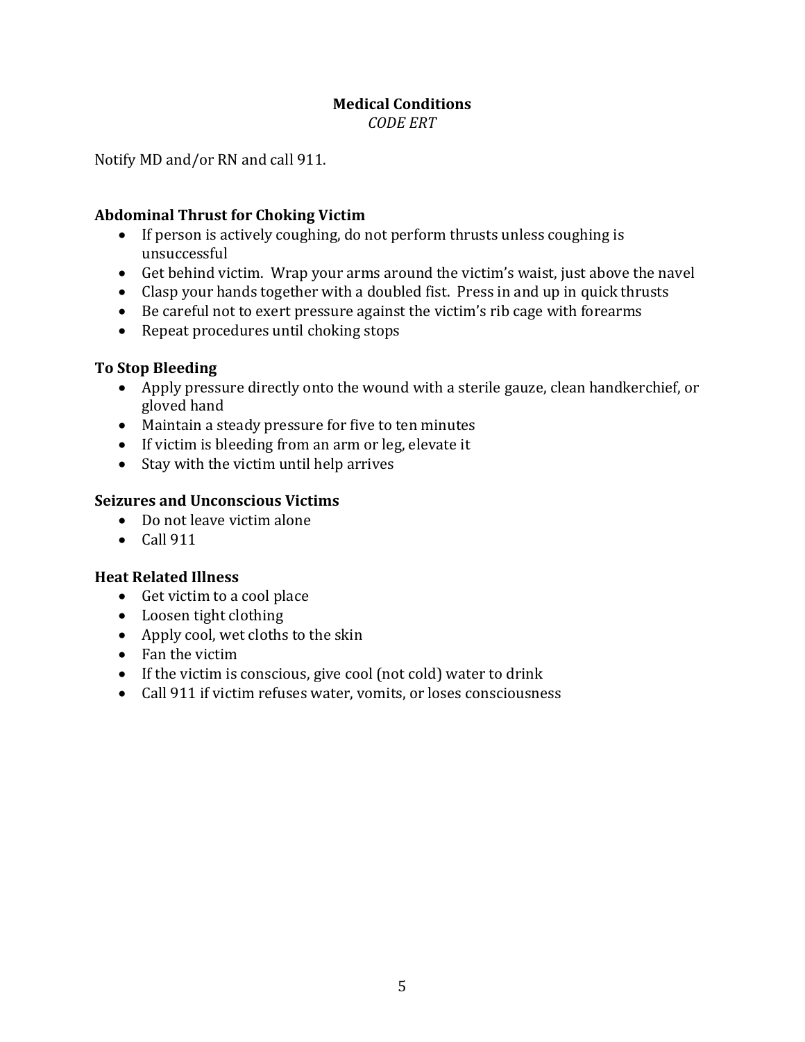## Medical Conditions

*CODE ERT*

Notify MD and/or RN and call 911.

### Abdominal Thrust for Choking Victim

- If person is actively coughing, do not perform thrusts unless coughing is unsuccessful
- Get behind victim. Wrap your arms around the victim's waist, just above the navel
- Clasp your hands together with a doubled fist. Press in and up in quick thrusts
- Be careful not to exert pressure against the victim's rib cage with forearms
- Repeat procedures until choking stops

### To Stop Bleeding

- Apply pressure directly onto the wound with a sterile gauze, clean handkerchief, or gloved hand
- Maintain a steady pressure for five to ten minutes
- If victim is bleeding from an arm or leg, elevate it
- Stay with the victim until help arrives

### Seizures and Unconscious Victims

- Do not leave victim alone
- Call 911

### Heat Related Illness

- Get victim to a cool place
- Loosen tight clothing
- Apply cool, wet cloths to the skin
- Fan the victim
- If the victim is conscious, give cool (not cold) water to drink
- Call 911 if victim refuses water, vomits, or loses consciousness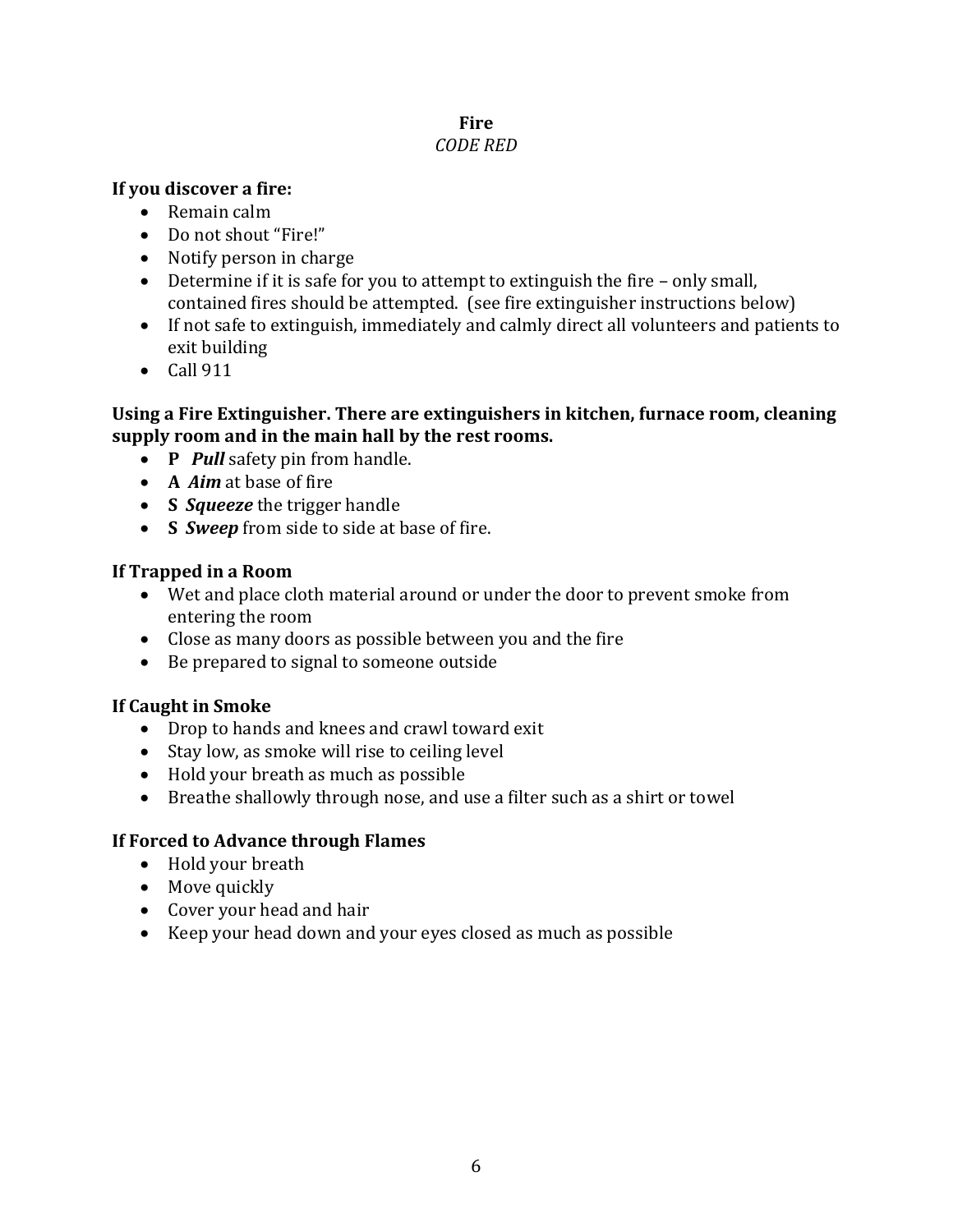# Fire

*CODE RED*

**If you discover a fire:**

- Remain calm
- Do not shout "Fire!"
- Notify person in charge
- Determine if it is safe for you to attempt to extinguish the fire – only small, contained fires should be attempted. (see fire extinguisher instructions below)
- If not safe to extinguish, immediately and calmly direct all volunteers and patients to exit building
- Call 911

**Using a Fire Extinguisher. There are extinguishers in kitchen, furnace room, cleaning supply room and in the main hall by the rest rooms.**

- **P** ***Pull*** safety pin from handle.
- **A** ***Aim*** at base of fire
- **S** ***Squeeze*** the trigger handle
- **S** ***Sweep*** from side to side at base of fire.

**If Trapped in a Room**

- Wet and place cloth material around or under the door to prevent smoke from entering the room
- Close as many doors as possible between you and the fire
- Be prepared to signal to someone outside

**If Caught in Smoke**

- Drop to hands and knees and crawl toward exit
- Stay low, as smoke will rise to ceiling level
- Hold your breath as much as possible
- Breathe shallowly through nose, and use a filter such as a shirt or towel

**If Forced to Advance through Flames**

- Hold your breath
- Move quickly
- Cover your head and hair
- Keep your head down and your eyes closed as much as possible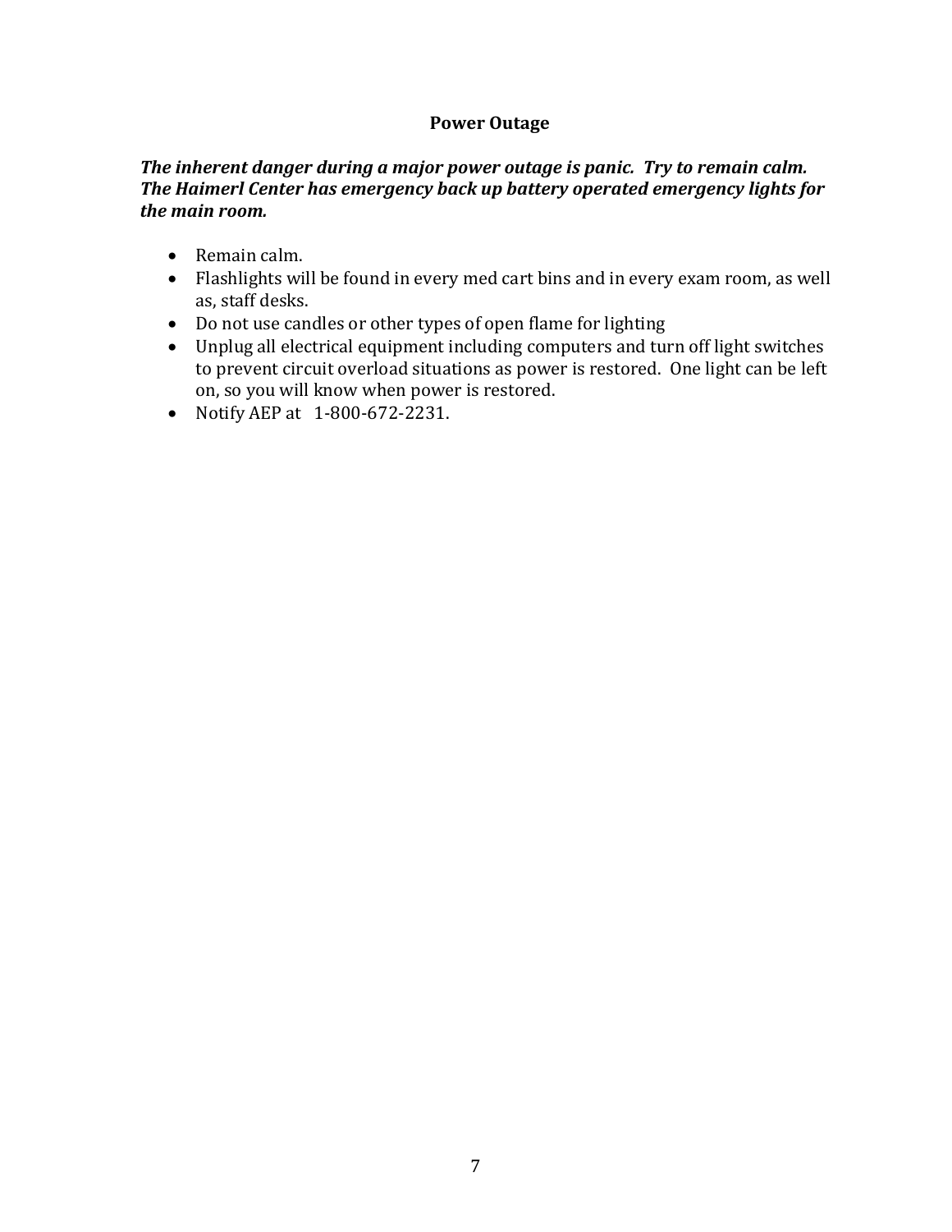## Power Outage

***The inherent danger during a major power outage is panic. Try to remain calm. The Haimerl Center has emergency back up battery operated emergency lights for the main room.***

- Remain calm.
- Flashlights will be found in every med cart bins and in every exam room, as well as, staff desks.
- Do not use candles or other types of open flame for lighting
- Unplug all electrical equipment including computers and turn off light switches to prevent circuit overload situations as power is restored. One light can be left on, so you will know when power is restored.
- Notify AEP at 1-800-672-2231.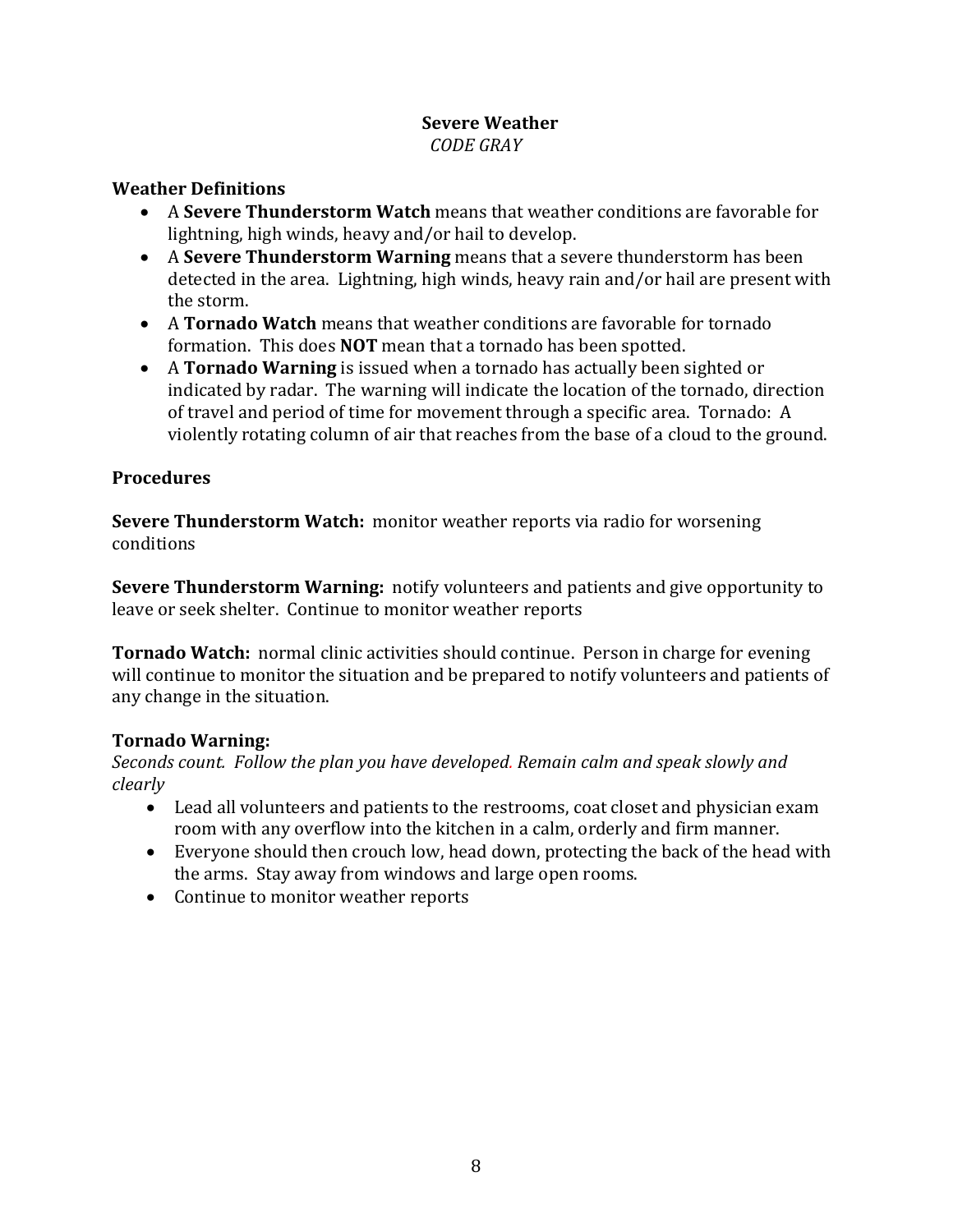# Severe Weather

*CODE GRAY*

## Weather Definitions

- A **Severe Thunderstorm Watch** means that weather conditions are favorable for lightning, high winds, heavy and/or hail to develop.
- A **Severe Thunderstorm Warning** means that a severe thunderstorm has been detected in the area. Lightning, high winds, heavy rain and/or hail are present with the storm.
- A **Tornado Watch** means that weather conditions are favorable for tornado formation. This does **NOT** mean that a tornado has been spotted.
- A **Tornado Warning** is issued when a tornado has actually been sighted or indicated by radar. The warning will indicate the location of the tornado, direction of travel and period of time for movement through a specific area. Tornado: A violently rotating column of air that reaches from the base of a cloud to the ground.

## Procedures

**Severe Thunderstorm Watch:** monitor weather reports via radio for worsening conditions

**Severe Thunderstorm Warning:** notify volunteers and patients and give opportunity to leave or seek shelter. Continue to monitor weather reports

**Tornado Watch:** normal clinic activities should continue. Person in charge for evening will continue to monitor the situation and be prepared to notify volunteers and patients of any change in the situation.

### Tornado Warning:

*Seconds count. Follow the plan you have developed. Remain calm and speak slowly and clearly*

- Lead all volunteers and patients to the restrooms, coat closet and physician exam room with any overflow into the kitchen in a calm, orderly and firm manner.
- Everyone should then crouch low, head down, protecting the back of the head with the arms. Stay away from windows and large open rooms.
- Continue to monitor weather reports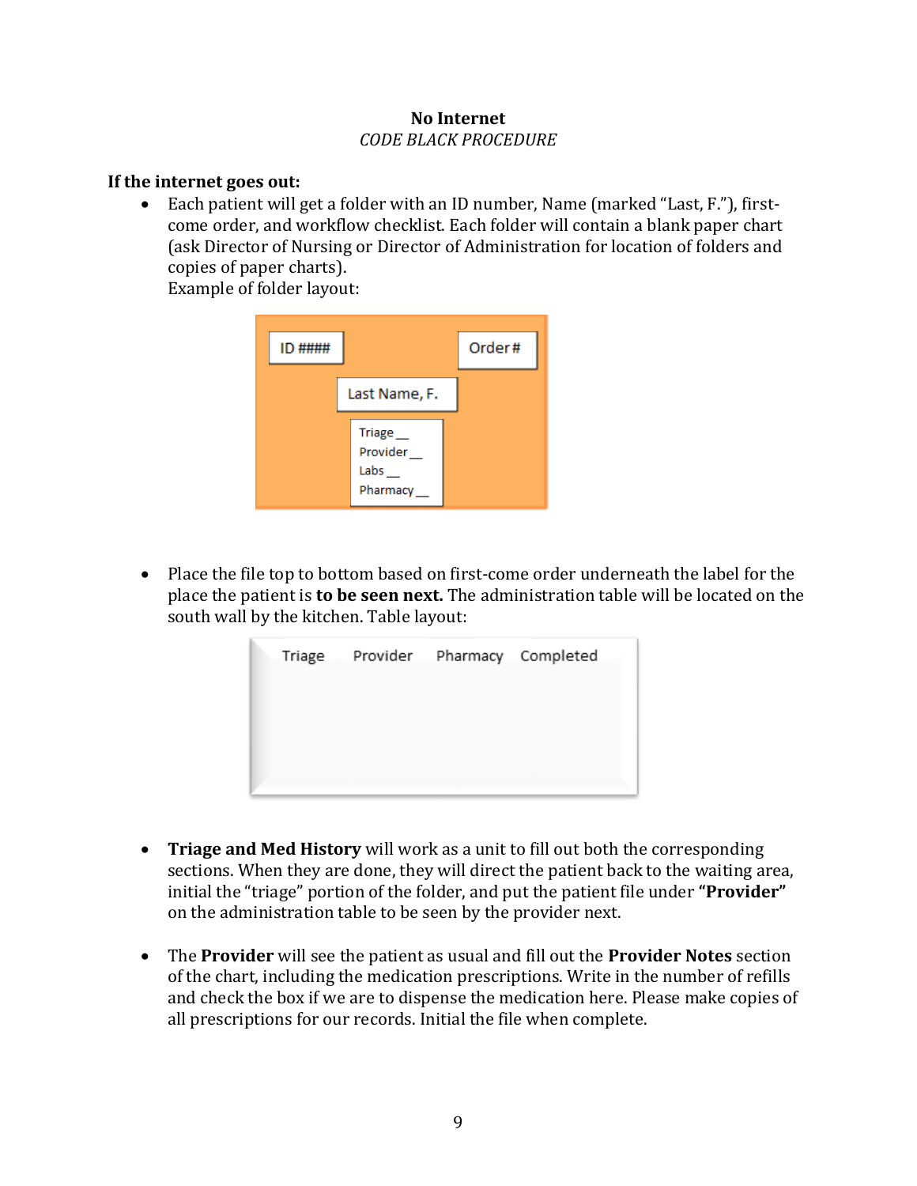**No Internet**
*CODE BLACK PROCEDURE*

**If the internet goes out:**

- Each patient will get a folder with an ID number, Name (marked "Last, F."), first-come order, and workflow checklist. Each folder will contain a blank paper chart (ask Director of Nursing or Director of Administration for location of folders and copies of paper charts).
  Example of folder layout:

  ID ####
  Order #
  Last Name, F.
  Triage __
  Provider __
  Labs __
  Pharmacy __

- Place the file top to bottom based on first-come order underneath the label for the place the patient is **to be seen next.** The administration table will be located on the south wall by the kitchen. Table layout:

  Triage Provider Pharmacy Completed

- **Triage and Med History** will work as a unit to fill out both the corresponding sections. When they are done, they will direct the patient back to the waiting area, initial the "triage" portion of the folder, and put the patient file under **"Provider"** on the administration table to be seen by the provider next.

- The **Provider** will see the patient as usual and fill out the **Provider Notes** section of the chart, including the medication prescriptions. Write in the number of refills and check the box if we are to dispense the medication here. Please make copies of all prescriptions for our records. Initial the file when complete.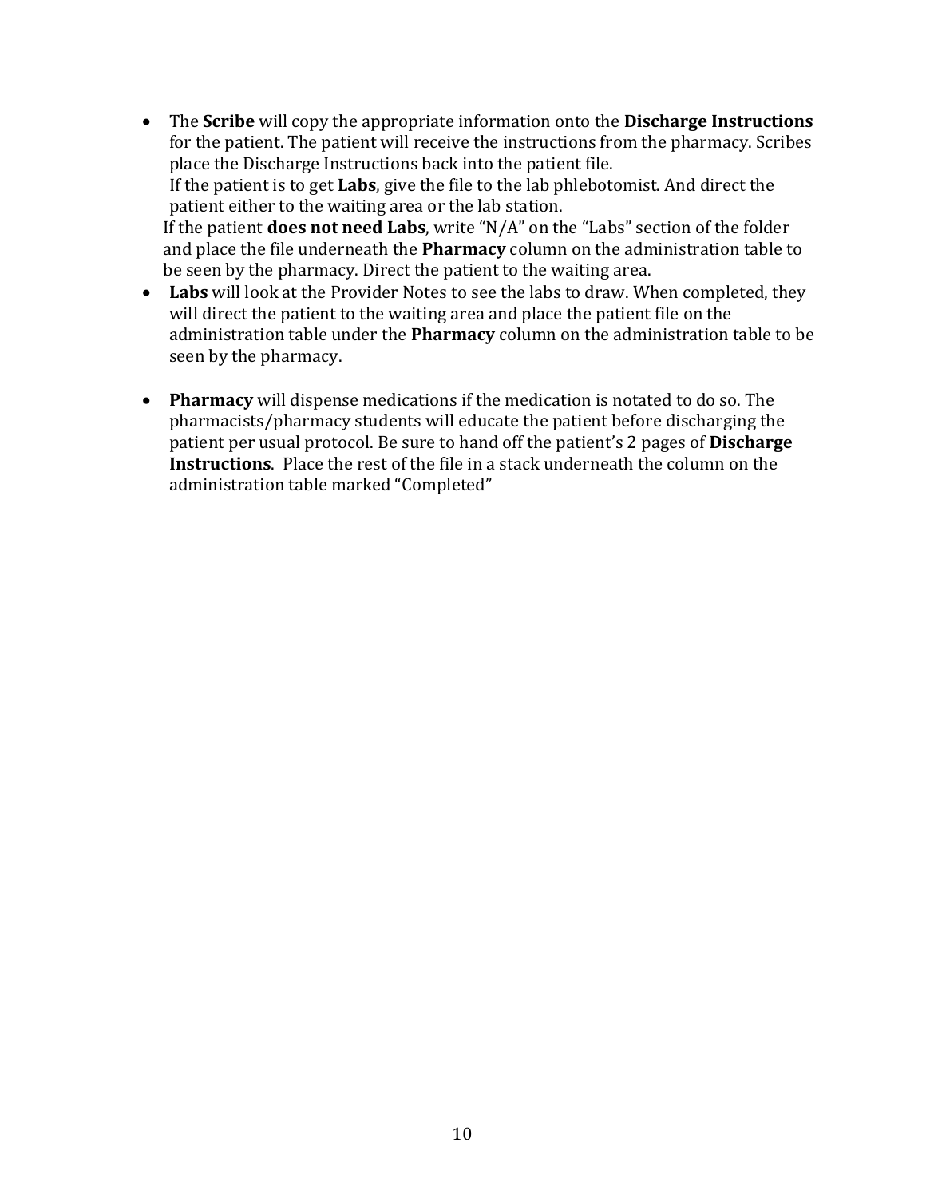- The **Scribe** will copy the appropriate information onto the **Discharge Instructions** for the patient. The patient will receive the instructions from the pharmacy. Scribes place the Discharge Instructions back into the patient file.
  If the patient is to get **Labs**, give the file to the lab phlebotomist. And direct the patient either to the waiting area or the lab station.
  If the patient **does not need Labs**, write "N/A" on the "Labs" section of the folder and place the file underneath the **Pharmacy** column on the administration table to be seen by the pharmacy. Direct the patient to the waiting area.
- **Labs** will look at the Provider Notes to see the labs to draw. When completed, they will direct the patient to the waiting area and place the patient file on the administration table under the **Pharmacy** column on the administration table to be seen by the pharmacy.

- **Pharmacy** will dispense medications if the medication is notated to do so. The pharmacists/pharmacy students will educate the patient before discharging the patient per usual protocol. Be sure to hand off the patient's 2 pages of **Discharge Instructions**. Place the rest of the file in a stack underneath the column on the administration table marked "Completed"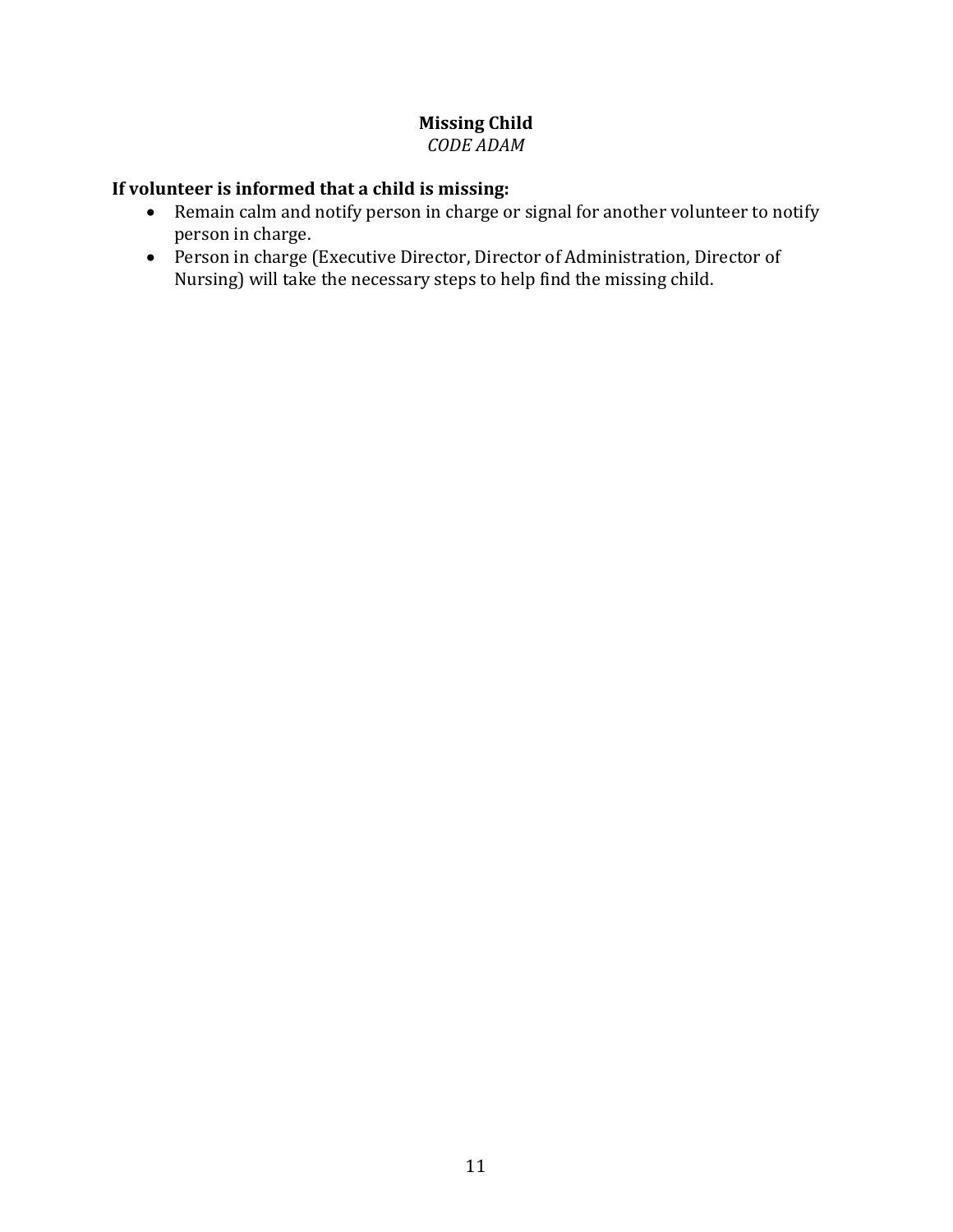## Missing Child

*CODE ADAM*

**If volunteer is informed that a child is missing:**

- Remain calm and notify person in charge or signal for another volunteer to notify person in charge.
- Person in charge (Executive Director, Director of Administration, Director of Nursing) will take the necessary steps to help find the missing child.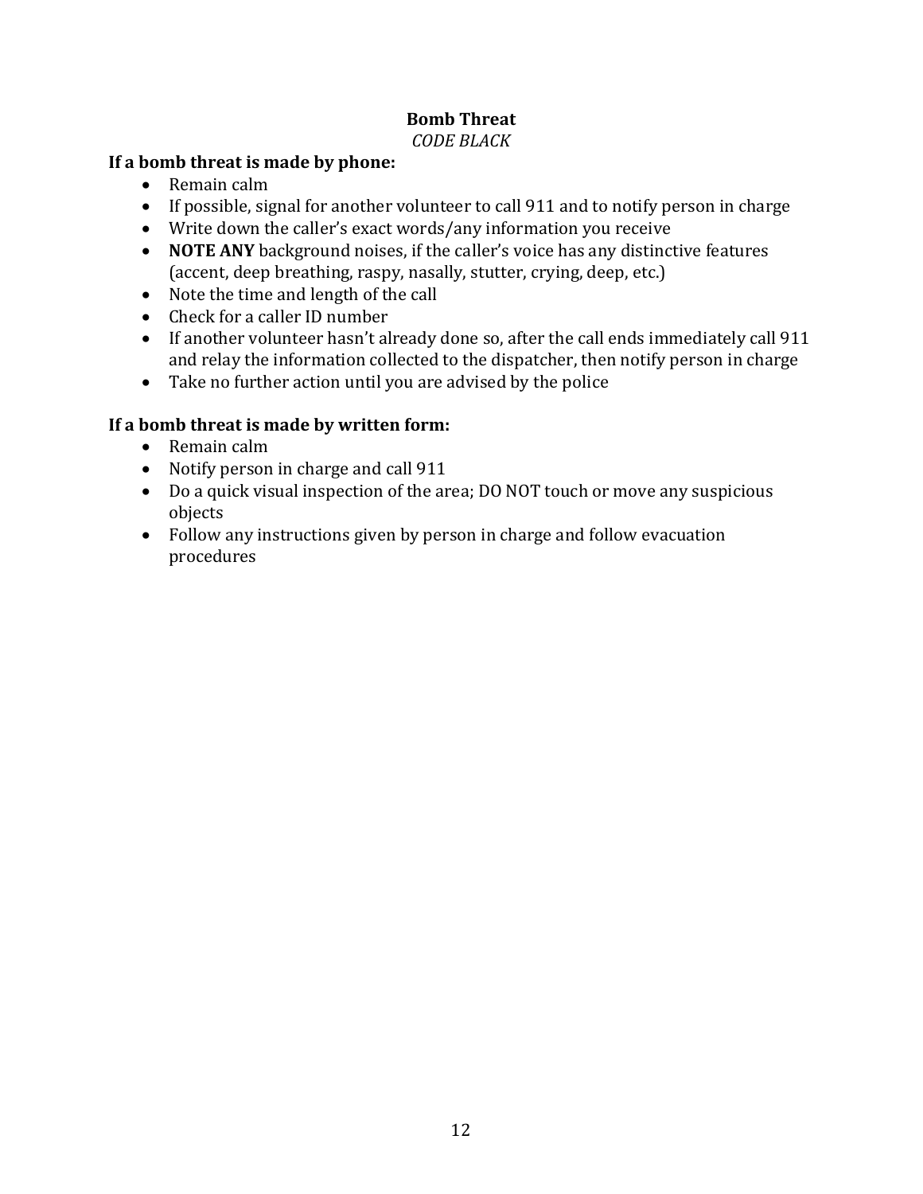## Bomb Threat

*CODE BLACK*

**If a bomb threat is made by phone:**

- Remain calm
- If possible, signal for another volunteer to call 911 and to notify person in charge
- Write down the caller's exact words/any information you receive
- **NOTE ANY** background noises, if the caller's voice has any distinctive features (accent, deep breathing, raspy, nasally, stutter, crying, deep, etc.)
- Note the time and length of the call
- Check for a caller ID number
- If another volunteer hasn't already done so, after the call ends immediately call 911 and relay the information collected to the dispatcher, then notify person in charge
- Take no further action until you are advised by the police

**If a bomb threat is made by written form:**

- Remain calm
- Notify person in charge and call 911
- Do a quick visual inspection of the area; DO NOT touch or move any suspicious objects
- Follow any instructions given by person in charge and follow evacuation procedures